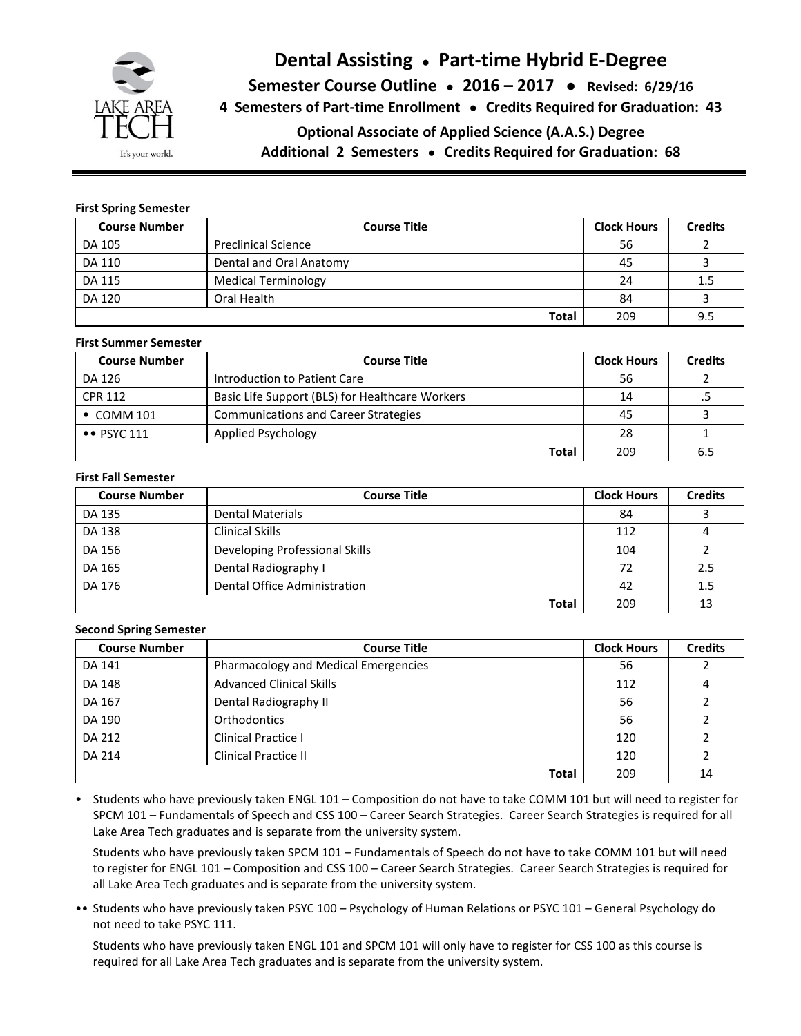# Dental Assisting • Part-time Hybrid E-Degree

**Semester Course Outline • 2016 – 2017 • Revised: 6/29/16**

**4 Semesters of Part-time Enrollment • Credits Required for Graduation: 43**

**Optional Associate of Applied Science (A.A.S.) Degree**

**Additional 2 Semesters • Credits Required for Graduation: 68**

**First Spring Semester**

| Course Number | Course Title | Clock Hours | Credits |
|---|---|---|---|
| DA 105 | Preclinical Science | 56 | 2 |
| DA 110 | Dental and Oral Anatomy | 45 | 3 |
| DA 115 | Medical Terminology | 24 | 1.5 |
| DA 120 | Oral Health | 84 | 3 |
| | **Total** | 209 | 9.5 |

**First Summer Semester**

| Course Number | Course Title | Clock Hours | Credits |
|---|---|---|---|
| DA 126 | Introduction to Patient Care | 56 | 2 |
| CPR 112 | Basic Life Support (BLS) for Healthcare Workers | 14 | .5 |
| • COMM 101 | Communications and Career Strategies | 45 | 3 |
| •• PSYC 111 | Applied Psychology | 28 | 1 |
| | **Total** | 209 | 6.5 |

**First Fall Semester**

| Course Number | Course Title | Clock Hours | Credits |
|---|---|---|---|
| DA 135 | Dental Materials | 84 | 3 |
| DA 138 | Clinical Skills | 112 | 4 |
| DA 156 | Developing Professional Skills | 104 | 2 |
| DA 165 | Dental Radiography I | 72 | 2.5 |
| DA 176 | Dental Office Administration | 42 | 1.5 |
| | **Total** | 209 | 13 |

**Second Spring Semester**

| Course Number | Course Title | Clock Hours | Credits |
|---|---|---|---|
| DA 141 | Pharmacology and Medical Emergencies | 56 | 2 |
| DA 148 | Advanced Clinical Skills | 112 | 4 |
| DA 167 | Dental Radiography II | 56 | 2 |
| DA 190 | Orthodontics | 56 | 2 |
| DA 212 | Clinical Practice I | 120 | 2 |
| DA 214 | Clinical Practice II | 120 | 2 |
| | **Total** | 209 | 14 |

• Students who have previously taken ENGL 101 – Composition do not have to take COMM 101 but will need to register for SPCM 101 – Fundamentals of Speech and CSS 100 – Career Search Strategies. Career Search Strategies is required for all Lake Area Tech graduates and is separate from the university system.

Students who have previously taken SPCM 101 – Fundamentals of Speech do not have to take COMM 101 but will need to register for ENGL 101 – Composition and CSS 100 – Career Search Strategies. Career Search Strategies is required for all Lake Area Tech graduates and is separate from the university system.

•• Students who have previously taken PSYC 100 – Psychology of Human Relations or PSYC 101 – General Psychology do not need to take PSYC 111.

Students who have previously taken ENGL 101 and SPCM 101 will only have to register for CSS 100 as this course is required for all Lake Area Tech graduates and is separate from the university system.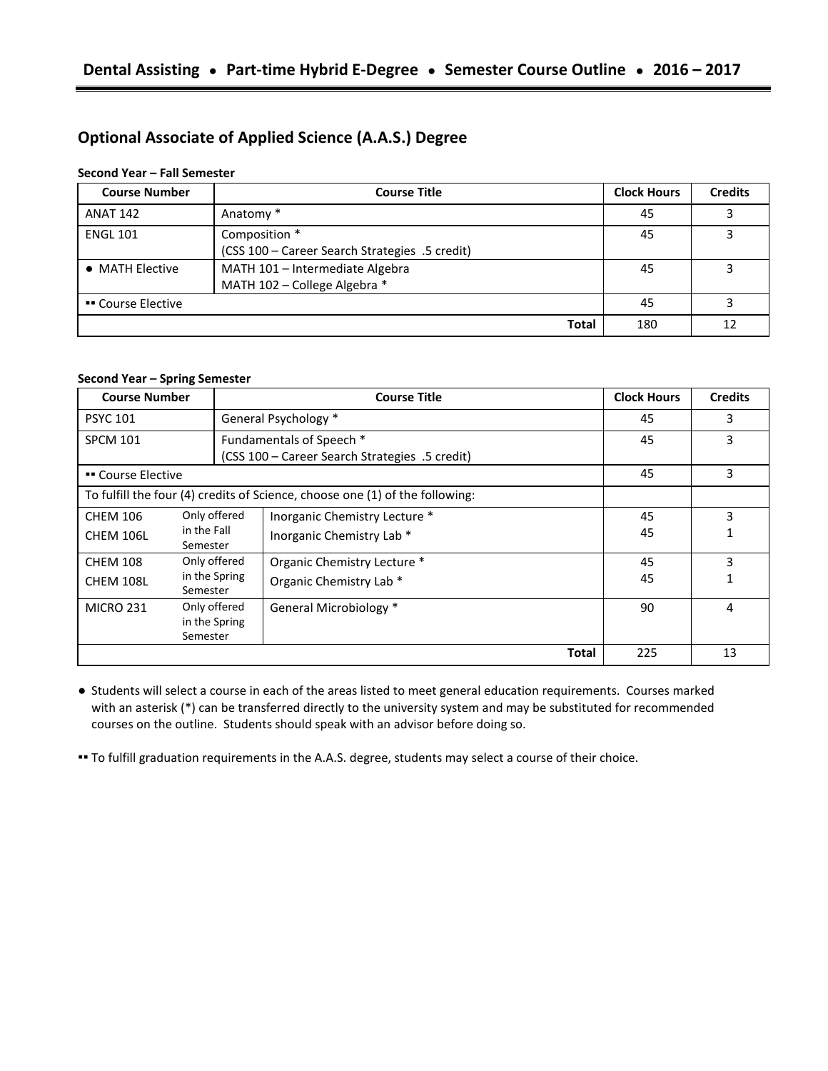## Optional Associate of Applied Science (A.A.S.) Degree

**Second Year – Fall Semester**

| Course Number | Course Title | Clock Hours | Credits |
|---|---|---|---|
| ANAT 142 | Anatomy * | 45 | 3 |
| ENGL 101 | Composition *<br>(CSS 100 – Career Search Strategies .5 credit) | 45 | 3 |
| ● MATH Elective | MATH 101 – Intermediate Algebra<br>MATH 102 – College Algebra * | 45 | 3 |
| ▪▪ Course Elective | | 45 | 3 |
| | **Total** | 180 | 12 |

**Second Year – Spring Semester**

| Course Number | | Course Title | Clock Hours | Credits |
|---|---|---|---|---|
| PSYC 101 | | General Psychology * | 45 | 3 |
| SPCM 101 | | Fundamentals of Speech *<br>(CSS 100 – Career Search Strategies .5 credit) | 45 | 3 |
| ▪▪ Course Elective | | | 45 | 3 |
| To fulfill the four (4) credits of Science, choose one (1) of the following: | | | | |
| CHEM 106<br>CHEM 106L | Only offered in the Fall Semester | Inorganic Chemistry Lecture *<br>Inorganic Chemistry Lab * | 45<br>45 | 3<br>1 |
| CHEM 108<br>CHEM 108L | Only offered in the Spring Semester | Organic Chemistry Lecture *<br>Organic Chemistry Lab * | 45<br>45 | 3<br>1 |
| MICRO 231 | Only offered in the Spring Semester | General Microbiology * | 90 | 4 |
| | | **Total** | 225 | 13 |

● Students will select a course in each of the areas listed to meet general education requirements. Courses marked with an asterisk (*) can be transferred directly to the university system and may be substituted for recommended courses on the outline. Students should speak with an advisor before doing so.

▪▪ To fulfill graduation requirements in the A.A.S. degree, students may select a course of their choice.